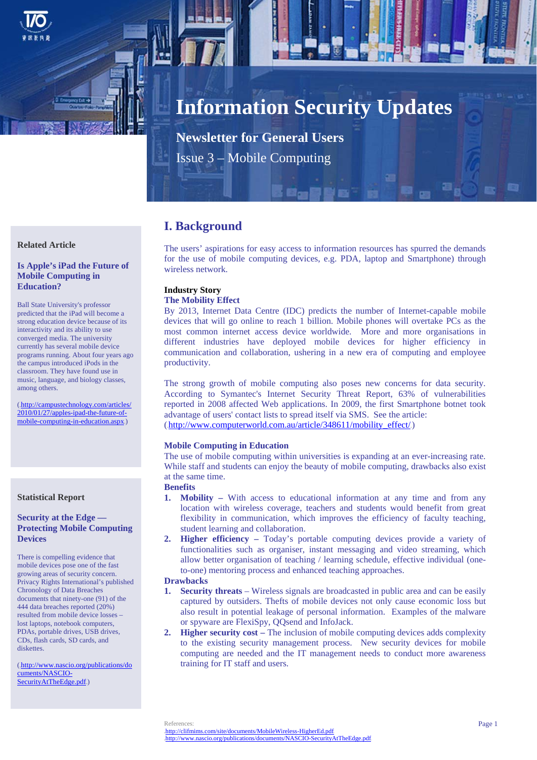# Information Security Updates

## Newsletter for General Users

### Issue 3 – Mobile Computing

## I. Background

The users' aspirations for easy access to information resources has spurred the demands for the use of mobile computing devices, e.g. PDA, laptop and Smartphone) through wireless network.

**Industry Story**

**The Mobility Effect**

By 2013, Internet Data Centre (IDC) predicts the number of Internet-capable mobile devices that will go online to reach 1 billion. Mobile phones will overtake PCs as the most common internet access device worldwide. More and more organisations in different industries have deployed mobile devices for higher efficiency in communication and collaboration, ushering in a new era of computing and employee productivity.

The strong growth of mobile computing also poses new concerns for data security. According to Symantec's Internet Security Threat Report, 63% of vulnerabilities reported in 2008 affected Web applications. In 2009, the first Smartphone botnet took advantage of users' contact lists to spread itself via SMS. See the article:
( http://www.computerworld.com.au/article/348611/mobility_effect/ )

**Mobile Computing in Education**

The use of mobile computing within universities is expanding at an ever-increasing rate. While staff and students can enjoy the beauty of mobile computing, drawbacks also exist at the same time.

**Benefits**

1. **Mobility** – With access to educational information at any time and from any location with wireless coverage, teachers and students would benefit from great flexibility in communication, which improves the efficiency of faculty teaching, student learning and collaboration.
2. **Higher efficiency** – Today's portable computing devices provide a variety of functionalities such as organiser, instant messaging and video streaming, which allow better organisation of teaching / learning schedule, effective individual (one-to-one) mentoring process and enhanced teaching approaches.

**Drawbacks**

1. **Security threats** – Wireless signals are broadcasted in public area and can be easily captured by outsiders. Thefts of mobile devices not only cause economic loss but also result in potential leakage of personal information. Examples of the malware or spyware are FlexiSpy, QQsend and InfoJack.
2. **Higher security cost** – The inclusion of mobile computing devices adds complexity to the existing security management process. New security devices for mobile computing are needed and the IT management needs to conduct more awareness training for IT staff and users.

References:
http://clifmims.com/site/documents/MobileWireless-HigherEd.pdf
http://www.nascio.org/publications/documents/NASCIO-SecurityAtTheEdge.pdf

---

**Related Article**

**Is Apple's iPad the Future of Mobile Computing in Education?**

Ball State University's professor predicted that the iPad will become a strong education device because of its interactivity and its ability to use converged media. The university currently has several mobile device programs running. About four years ago the campus introduced iPods in the classroom. They have found use in music, language, and biology classes, among others.

( http://campustechnology.com/articles/2010/01/27/apples-ipad-the-future-of-mobile-computing-in-education.aspx )

**Statistical Report**

**Security at the Edge — Protecting Mobile Computing Devices**

There is compelling evidence that mobile devices pose one of the fast growing areas of security concern. Privacy Rights International's published Chronology of Data Breaches documents that ninety-one (91) of the 444 data breaches reported (20%) resulted from mobile device losses – lost laptops, notebook computers, PDAs, portable drives, USB drives, CDs, flash cards, SD cards, and diskettes.

( http://www.nascio.org/publications/documents/NASCIO-SecurityAtTheEdge.pdf )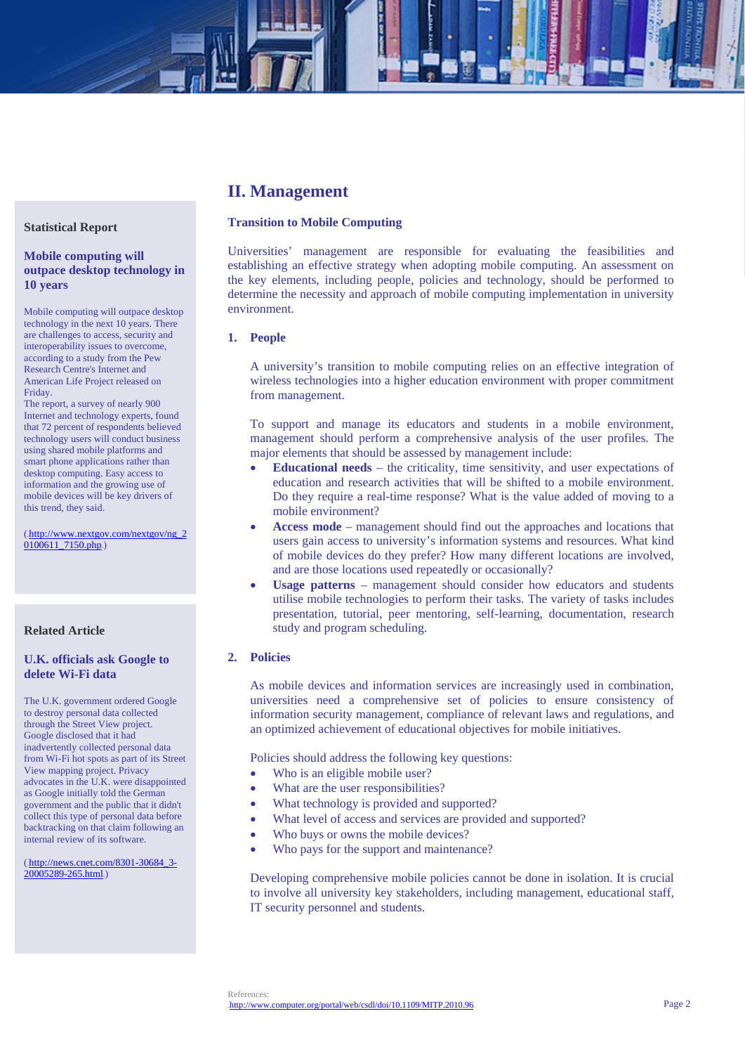## II. Management

### Transition to Mobile Computing

Universities' management are responsible for evaluating the feasibilities and establishing an effective strategy when adopting mobile computing. An assessment on the key elements, including people, policies and technology, should be performed to determine the necessity and approach of mobile computing implementation in university environment.

**1. People**

A university's transition to mobile computing relies on an effective integration of wireless technologies into a higher education environment with proper commitment from management.

To support and manage its educators and students in a mobile environment, management should perform a comprehensive analysis of the user profiles. The major elements that should be assessed by management include:

- **Educational needs** – the criticality, time sensitivity, and user expectations of education and research activities that will be shifted to a mobile environment. Do they require a real-time response? What is the value added of moving to a mobile environment?
- **Access mode** – management should find out the approaches and locations that users gain access to university's information systems and resources. What kind of mobile devices do they prefer? How many different locations are involved, and are those locations used repeatedly or occasionally?
- **Usage patterns** – management should consider how educators and students utilise mobile technologies to perform their tasks. The variety of tasks includes presentation, tutorial, peer mentoring, self-learning, documentation, research study and program scheduling.

**2. Policies**

As mobile devices and information services are increasingly used in combination, universities need a comprehensive set of policies to ensure consistency of information security management, compliance of relevant laws and regulations, and an optimized achievement of educational objectives for mobile initiatives.

Policies should address the following key questions:

- Who is an eligible mobile user?
- What are the user responsibilities?
- What technology is provided and supported?
- What level of access and services are provided and supported?
- Who buys or owns the mobile devices?
- Who pays for the support and maintenance?

Developing comprehensive mobile policies cannot be done in isolation. It is crucial to involve all university key stakeholders, including management, educational staff, IT security personnel and students.

References:
http://www.computer.org/portal/web/csdl/doi/10.1109/MITP.2010.96.

---

**Statistical Report**

### Mobile computing will outpace desktop technology in 10 years

Mobile computing will outpace desktop technology in the next 10 years. There are challenges to access, security and interoperability issues to overcome, according to a study from the Pew Research Centre's Internet and American Life Project released on Friday.

The report, a survey of nearly 900 Internet and technology experts, found that 72 percent of respondents believed technology users will conduct business using shared mobile platforms and smart phone applications rather than desktop computing. Easy access to information and the growing use of mobile devices will be key drivers of this trend, they said.

(http://www.nextgov.com/nextgov/ng_20100611_7150.php)

---

**Related Article**

### U.K. officials ask Google to delete Wi-Fi data

The U.K. government ordered Google to destroy personal data collected through the Street View project. Google disclosed that it had inadvertently collected personal data from Wi-Fi hot spots as part of its Street View mapping project. Privacy advocates in the U.K. were disappointed as Google initially told the German government and the public that it didn't collect this type of personal data before backtracking on that claim following an internal review of its software.

(http://news.cnet.com/8301-30684_3-20005289-265.html)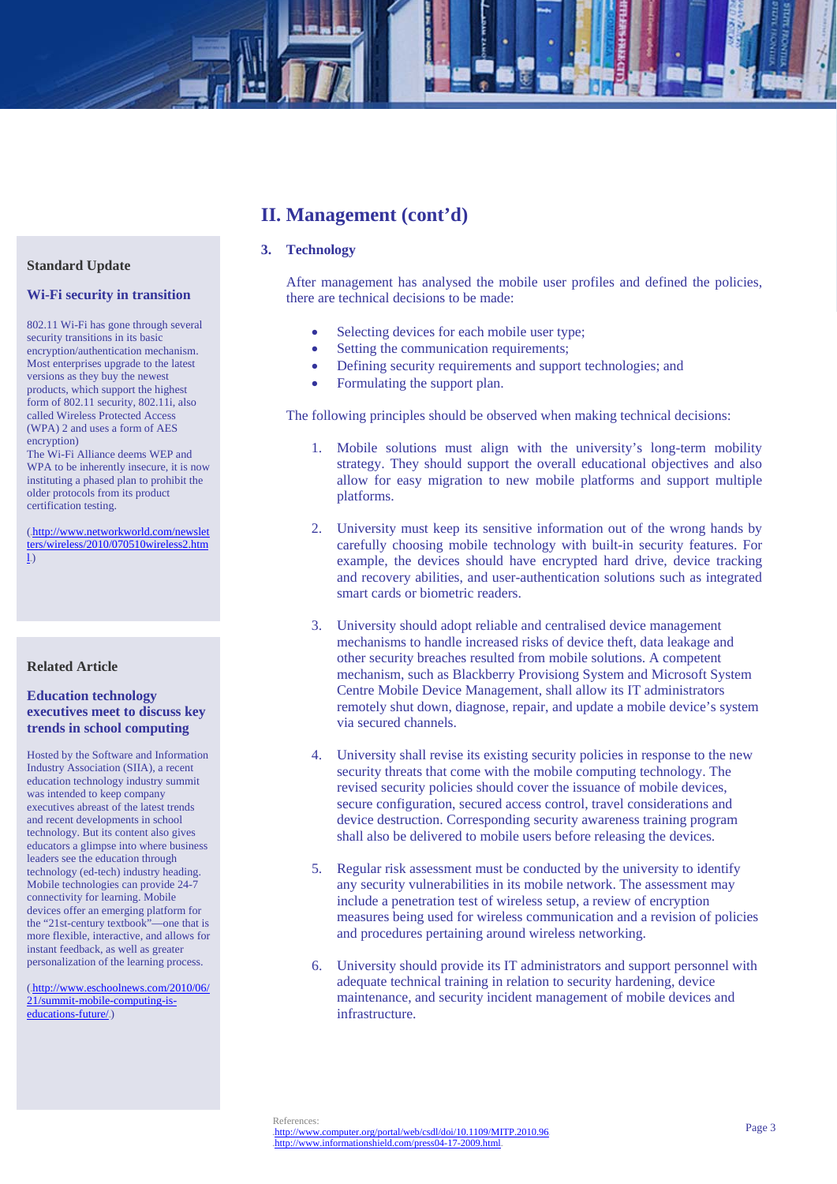## II. Management (cont'd)

### 3. Technology

After management has analysed the mobile user profiles and defined the policies, there are technical decisions to be made:

- Selecting devices for each mobile user type;
- Setting the communication requirements;
- Defining security requirements and support technologies; and
- Formulating the support plan.

The following principles should be observed when making technical decisions:

1. Mobile solutions must align with the university's long-term mobility strategy. They should support the overall educational objectives and also allow for easy migration to new mobile platforms and support multiple platforms.

2. University must keep its sensitive information out of the wrong hands by carefully choosing mobile technology with built-in security features. For example, the devices should have encrypted hard drive, device tracking and recovery abilities, and user-authentication solutions such as integrated smart cards or biometric readers.

3. University should adopt reliable and centralised device management mechanisms to handle increased risks of device theft, data leakage and other security breaches resulted from mobile solutions. A competent mechanism, such as Blackberry Provisiong System and Microsoft System Centre Mobile Device Management, shall allow its IT administrators remotely shut down, diagnose, repair, and update a mobile device's system via secured channels.

4. University shall revise its existing security policies in response to the new security threats that come with the mobile computing technology. The revised security policies should cover the issuance of mobile devices, secure configuration, secured access control, travel considerations and device destruction. Corresponding security awareness training program shall also be delivered to mobile users before releasing the devices.

5. Regular risk assessment must be conducted by the university to identify any security vulnerabilities in its mobile network. The assessment may include a penetration test of wireless setup, a review of encryption measures being used for wireless communication and a revision of policies and procedures pertaining around wireless networking.

6. University should provide its IT administrators and support personnel with adequate technical training in relation to security hardening, device maintenance, and security incident management of mobile devices and infrastructure.

References:
http://www.computer.org/portal/web/csdl/doi/10.1109/MITP.2010.96
http://www.informationshield.com/press04-17-2009.html

---

**Standard Update**

### Wi-Fi security in transition

802.11 Wi-Fi has gone through several security transitions in its basic encryption/authentication mechanism. Most enterprises upgrade to the latest versions as they buy the newest products, which support the highest form of 802.11 security, 802.11i, also called Wireless Protected Access (WPA) 2 and uses a form of AES encryption)
The Wi-Fi Alliance deems WEP and WPA to be inherently insecure, it is now instituting a phased plan to prohibit the older protocols from its product certification testing.

(http://www.networkworld.com/newsletters/wireless/2010/070510wireless2.html)

---

**Related Article**

### Education technology executives meet to discuss key trends in school computing

Hosted by the Software and Information Industry Association (SIIA), a recent education technology industry summit was intended to keep company executives abreast of the latest trends and recent developments in school technology. But its content also gives educators a glimpse into where business leaders see the education through technology (ed-tech) industry heading. Mobile technologies can provide 24-7 connectivity for learning. Mobile devices offer an emerging platform for the "21st-century textbook"—one that is more flexible, interactive, and allows for instant feedback, as well as greater personalization of the learning process.

(http://www.eschoolnews.com/2010/06/21/summit-mobile-computing-is-educations-future/)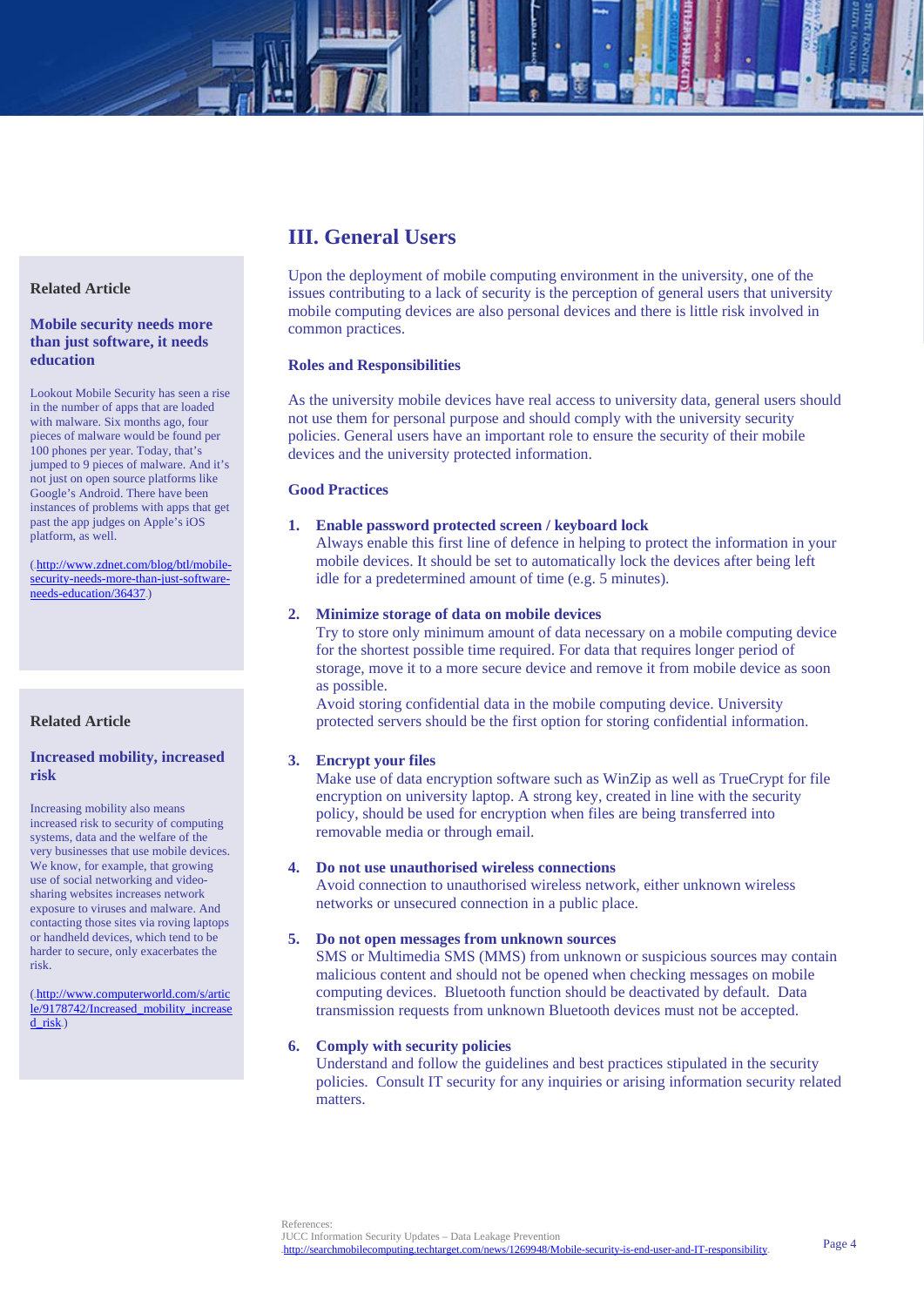## III. General Users

Upon the deployment of mobile computing environment in the university, one of the issues contributing to a lack of security is the perception of general users that university mobile computing devices are also personal devices and there is little risk involved in common practices.

### Roles and Responsibilities

As the university mobile devices have real access to university data, general users should not use them for personal purpose and should comply with the university security policies. General users have an important role to ensure the security of their mobile devices and the university protected information.

### Good Practices

1. **Enable password protected screen / keyboard lock**
   Always enable this first line of defence in helping to protect the information in your mobile devices. It should be set to automatically lock the devices after being left idle for a predetermined amount of time (e.g. 5 minutes).

2. **Minimize storage of data on mobile devices**
   Try to store only minimum amount of data necessary on a mobile computing device for the shortest possible time required. For data that requires longer period of storage, move it to a more secure device and remove it from mobile device as soon as possible.
   Avoid storing confidential data in the mobile computing device. University protected servers should be the first option for storing confidential information.

3. **Encrypt your files**
   Make use of data encryption software such as WinZip as well as TrueCrypt for file encryption on university laptop. A strong key, created in line with the security policy, should be used for encryption when files are being transferred into removable media or through email.

4. **Do not use unauthorised wireless connections**
   Avoid connection to unauthorised wireless network, either unknown wireless networks or unsecured connection in a public place.

5. **Do not open messages from unknown sources**
   SMS or Multimedia SMS (MMS) from unknown or suspicious sources may contain malicious content and should not be opened when checking messages on mobile computing devices. Bluetooth function should be deactivated by default. Data transmission requests from unknown Bluetooth devices must not be accepted.

6. **Comply with security policies**
   Understand and follow the guidelines and best practices stipulated in the security policies. Consult IT security for any inquiries or arising information security related matters.

---

**Related Article**

**Mobile security needs more than just software, it needs education**

Lookout Mobile Security has seen a rise in the number of apps that are loaded with malware. Six months ago, four pieces of malware would be found per 100 phones per year. Today, that's jumped to 9 pieces of malware. And it's not just on open source platforms like Google's Android. There have been instances of problems with apps that get past the app judges on Apple's iOS platform, as well.

(http://www.zdnet.com/blog/btl/mobile-security-needs-more-than-just-software-needs-education/36437)

---

**Related Article**

**Increased mobility, increased risk**

Increasing mobility also means increased risk to security of computing systems, data and the welfare of the very businesses that use mobile devices. We know, for example, that growing use of social networking and video-sharing websites increases network exposure to viruses and malware. And contacting those sites via roving laptops or handheld devices, which tend to be harder to secure, only exacerbates the risk.

(http://www.computerworld.com/s/article/9178742/Increased_mobility_increased_risk)

---

References:
JUCC Information Security Updates – Data Leakage Prevention
http://searchmobilecomputing.techtarget.com/news/1269948/Mobile-security-is-end-user-and-IT-responsibility